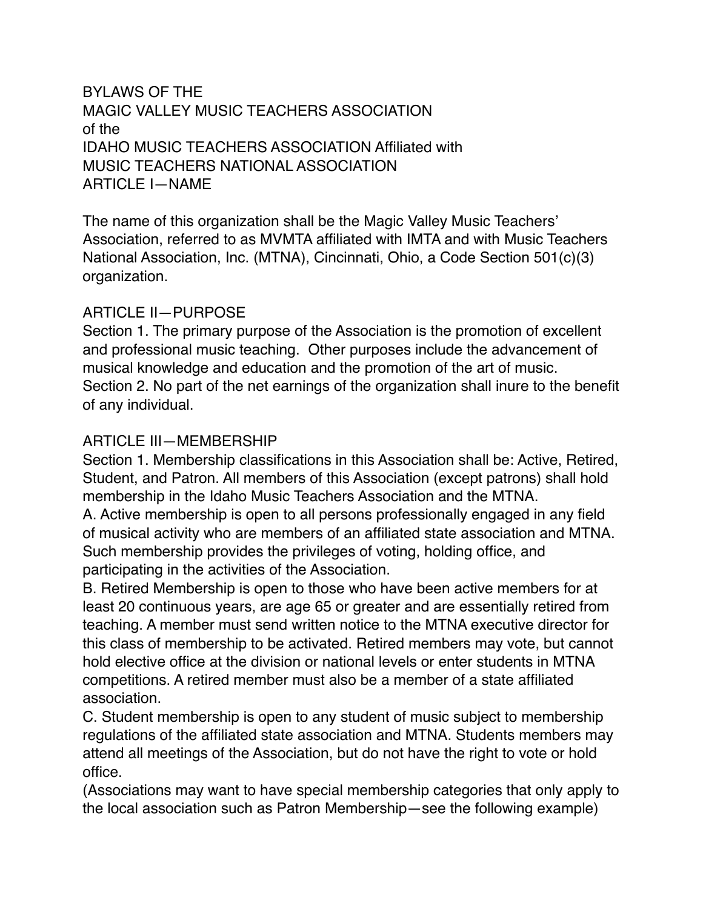# BYLAWS OF THE
# MAGIC VALLEY MUSIC TEACHERS ASSOCIATION
# of the
# IDAHO MUSIC TEACHERS ASSOCIATION Affiliated with
# MUSIC TEACHERS NATIONAL ASSOCIATION

## ARTICLE I—NAME

The name of this organization shall be the Magic Valley Music Teachers' Association, referred to as MVMTA affiliated with IMTA and with Music Teachers National Association, Inc. (MTNA), Cincinnati, Ohio, a Code Section 501(c)(3) organization.

## ARTICLE II—PURPOSE

Section 1. The primary purpose of the Association is the promotion of excellent and professional music teaching. Other purposes include the advancement of musical knowledge and education and the promotion of the art of music.

Section 2. No part of the net earnings of the organization shall inure to the benefit of any individual.

## ARTICLE III—MEMBERSHIP

Section 1. Membership classifications in this Association shall be: Active, Retired, Student, and Patron. All members of this Association (except patrons) shall hold membership in the Idaho Music Teachers Association and the MTNA.

A. Active membership is open to all persons professionally engaged in any field of musical activity who are members of an affiliated state association and MTNA. Such membership provides the privileges of voting, holding office, and participating in the activities of the Association.

B. Retired Membership is open to those who have been active members for at least 20 continuous years, are age 65 or greater and are essentially retired from teaching. A member must send written notice to the MTNA executive director for this class of membership to be activated. Retired members may vote, but cannot hold elective office at the division or national levels or enter students in MTNA competitions. A retired member must also be a member of a state affiliated association.

C. Student membership is open to any student of music subject to membership regulations of the affiliated state association and MTNA. Students members may attend all meetings of the Association, but do not have the right to vote or hold office.

(Associations may want to have special membership categories that only apply to the local association such as Patron Membership—see the following example)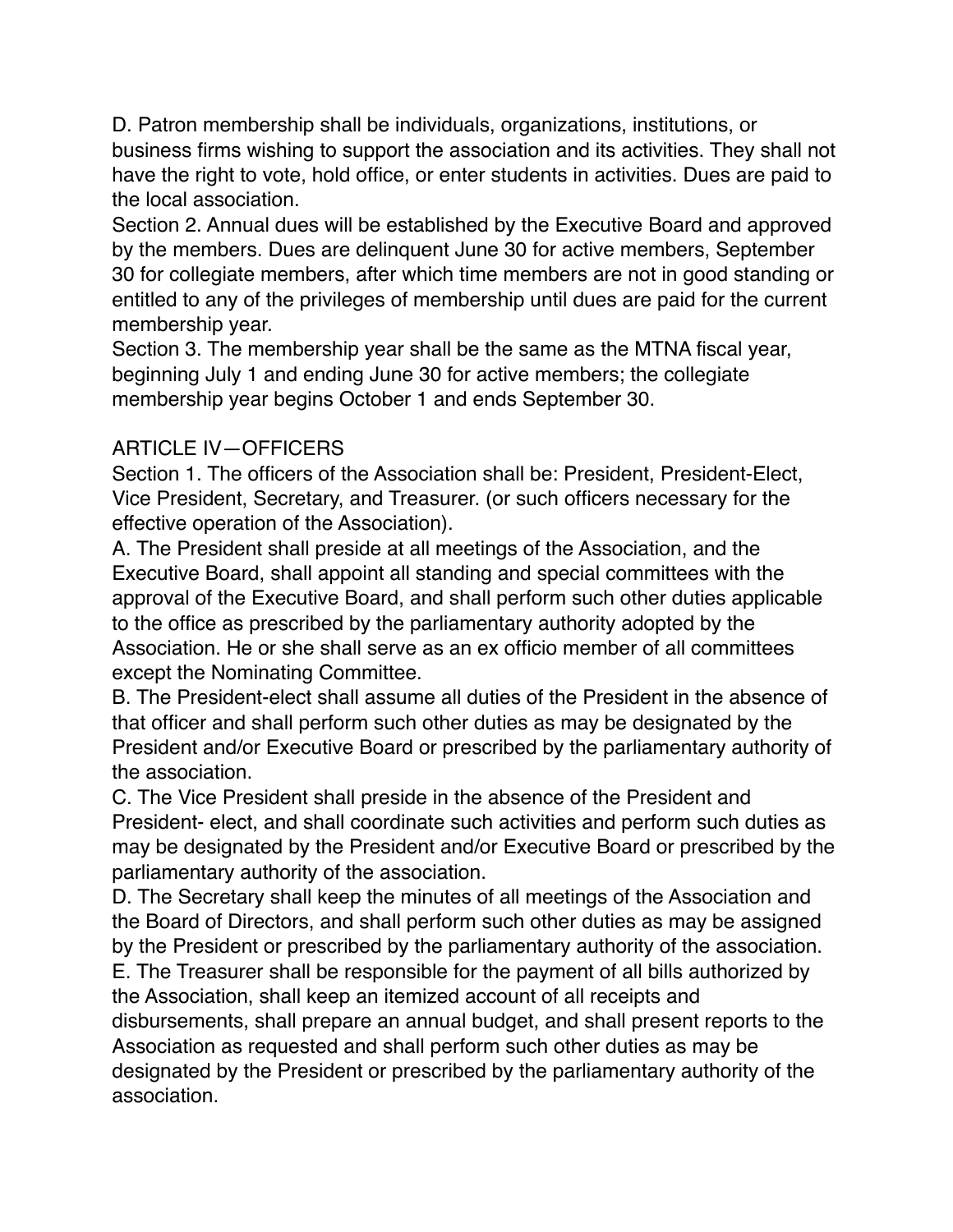D. Patron membership shall be individuals, organizations, institutions, or business firms wishing to support the association and its activities. They shall not have the right to vote, hold office, or enter students in activities. Dues are paid to the local association.

Section 2. Annual dues will be established by the Executive Board and approved by the members. Dues are delinquent June 30 for active members, September 30 for collegiate members, after which time members are not in good standing or entitled to any of the privileges of membership until dues are paid for the current membership year.

Section 3. The membership year shall be the same as the MTNA fiscal year, beginning July 1 and ending June 30 for active members; the collegiate membership year begins October 1 and ends September 30.

## ARTICLE IV—OFFICERS

Section 1. The officers of the Association shall be: President, President-Elect, Vice President, Secretary, and Treasurer. (or such officers necessary for the effective operation of the Association).

A. The President shall preside at all meetings of the Association, and the Executive Board, shall appoint all standing and special committees with the approval of the Executive Board, and shall perform such other duties applicable to the office as prescribed by the parliamentary authority adopted by the Association. He or she shall serve as an ex officio member of all committees except the Nominating Committee.

B. The President-elect shall assume all duties of the President in the absence of that officer and shall perform such other duties as may be designated by the President and/or Executive Board or prescribed by the parliamentary authority of the association.

C. The Vice President shall preside in the absence of the President and President- elect, and shall coordinate such activities and perform such duties as may be designated by the President and/or Executive Board or prescribed by the parliamentary authority of the association.

D. The Secretary shall keep the minutes of all meetings of the Association and the Board of Directors, and shall perform such other duties as may be assigned by the President or prescribed by the parliamentary authority of the association.

E. The Treasurer shall be responsible for the payment of all bills authorized by the Association, shall keep an itemized account of all receipts and disbursements, shall prepare an annual budget, and shall present reports to the Association as requested and shall perform such other duties as may be designated by the President or prescribed by the parliamentary authority of the association.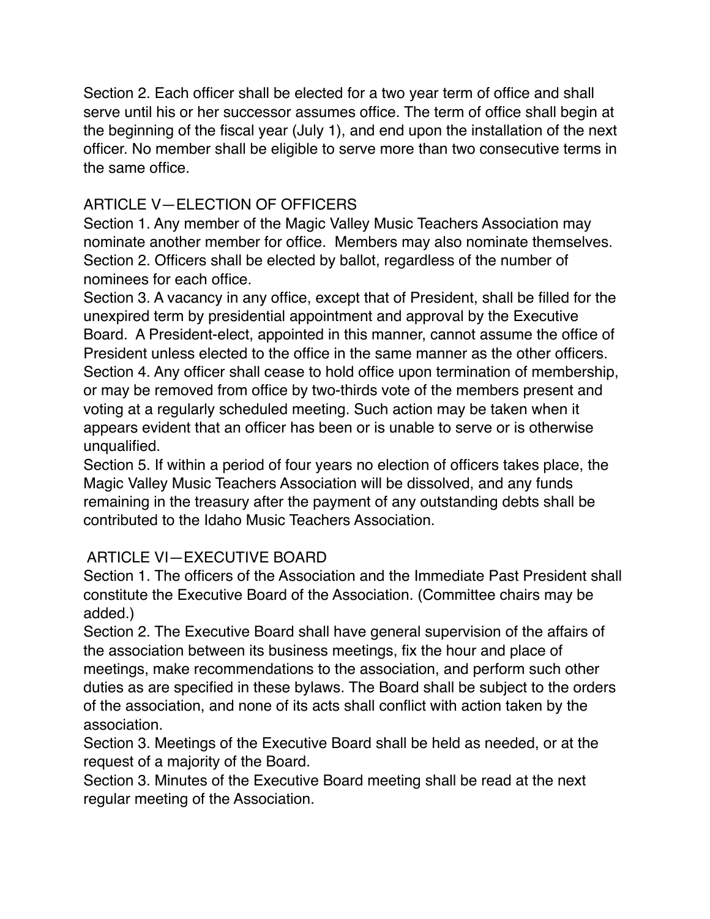Section 2. Each officer shall be elected for a two year term of office and shall serve until his or her successor assumes office. The term of office shall begin at the beginning of the fiscal year (July 1), and end upon the installation of the next officer. No member shall be eligible to serve more than two consecutive terms in the same office.

## ARTICLE V—ELECTION OF OFFICERS

Section 1. Any member of the Magic Valley Music Teachers Association may nominate another member for office. Members may also nominate themselves.
Section 2. Officers shall be elected by ballot, regardless of the number of nominees for each office.
Section 3. A vacancy in any office, except that of President, shall be filled for the unexpired term by presidential appointment and approval by the Executive Board. A President-elect, appointed in this manner, cannot assume the office of President unless elected to the office in the same manner as the other officers.
Section 4. Any officer shall cease to hold office upon termination of membership, or may be removed from office by two-thirds vote of the members present and voting at a regularly scheduled meeting. Such action may be taken when it appears evident that an officer has been or is unable to serve or is otherwise unqualified.
Section 5. If within a period of four years no election of officers takes place, the Magic Valley Music Teachers Association will be dissolved, and any funds remaining in the treasury after the payment of any outstanding debts shall be contributed to the Idaho Music Teachers Association.

## ARTICLE VI—EXECUTIVE BOARD

Section 1. The officers of the Association and the Immediate Past President shall constitute the Executive Board of the Association. (Committee chairs may be added.)
Section 2. The Executive Board shall have general supervision of the affairs of the association between its business meetings, fix the hour and place of meetings, make recommendations to the association, and perform such other duties as are specified in these bylaws. The Board shall be subject to the orders of the association, and none of its acts shall conflict with action taken by the association.
Section 3. Meetings of the Executive Board shall be held as needed, or at the request of a majority of the Board.
Section 3. Minutes of the Executive Board meeting shall be read at the next regular meeting of the Association.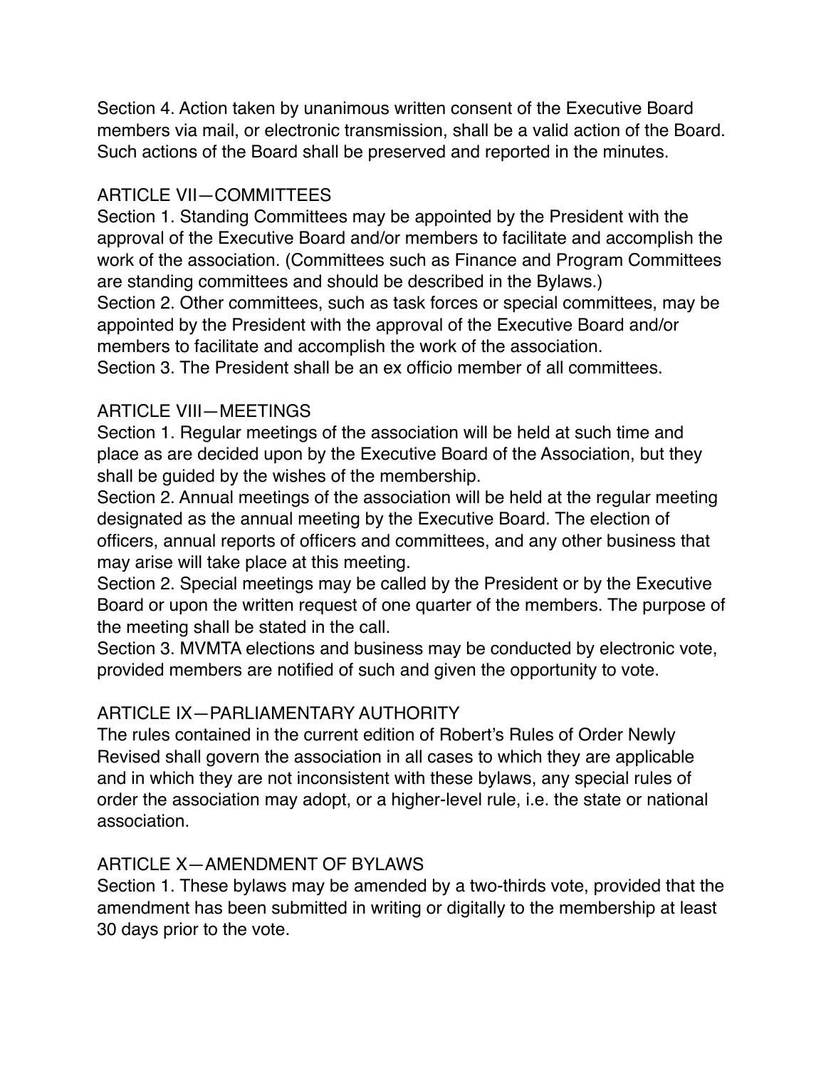Section 4. Action taken by unanimous written consent of the Executive Board members via mail, or electronic transmission, shall be a valid action of the Board. Such actions of the Board shall be preserved and reported in the minutes.

## ARTICLE VII—COMMITTEES

Section 1. Standing Committees may be appointed by the President with the approval of the Executive Board and/or members to facilitate and accomplish the work of the association. (Committees such as Finance and Program Committees are standing committees and should be described in the Bylaws.)

Section 2. Other committees, such as task forces or special committees, may be appointed by the President with the approval of the Executive Board and/or members to facilitate and accomplish the work of the association.

Section 3. The President shall be an ex officio member of all committees.

## ARTICLE VIII—MEETINGS

Section 1. Regular meetings of the association will be held at such time and place as are decided upon by the Executive Board of the Association, but they shall be guided by the wishes of the membership.

Section 2. Annual meetings of the association will be held at the regular meeting designated as the annual meeting by the Executive Board. The election of officers, annual reports of officers and committees, and any other business that may arise will take place at this meeting.

Section 2. Special meetings may be called by the President or by the Executive Board or upon the written request of one quarter of the members. The purpose of the meeting shall be stated in the call.

Section 3. MVMTA elections and business may be conducted by electronic vote, provided members are notified of such and given the opportunity to vote.

## ARTICLE IX—PARLIAMENTARY AUTHORITY

The rules contained in the current edition of Robert's Rules of Order Newly Revised shall govern the association in all cases to which they are applicable and in which they are not inconsistent with these bylaws, any special rules of order the association may adopt, or a higher-level rule, i.e. the state or national association.

## ARTICLE X—AMENDMENT OF BYLAWS

Section 1. These bylaws may be amended by a two-thirds vote, provided that the amendment has been submitted in writing or digitally to the membership at least 30 days prior to the vote.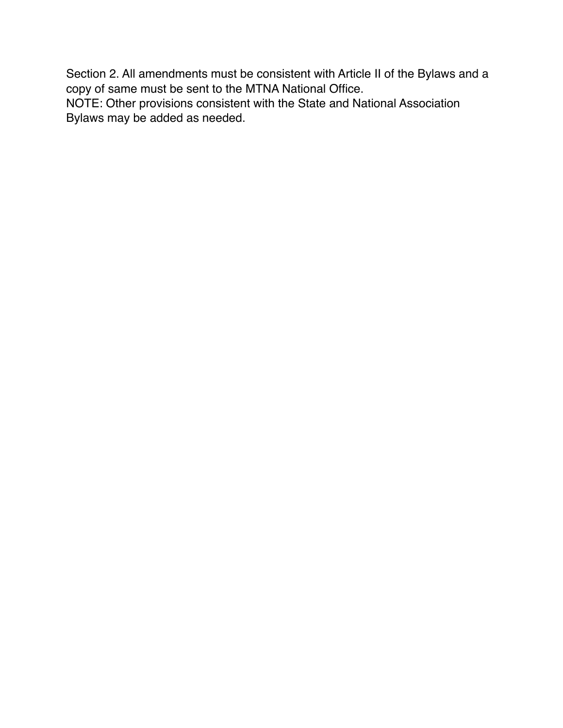Section 2. All amendments must be consistent with Article II of the Bylaws and a copy of same must be sent to the MTNA National Office.

NOTE: Other provisions consistent with the State and National Association Bylaws may be added as needed.